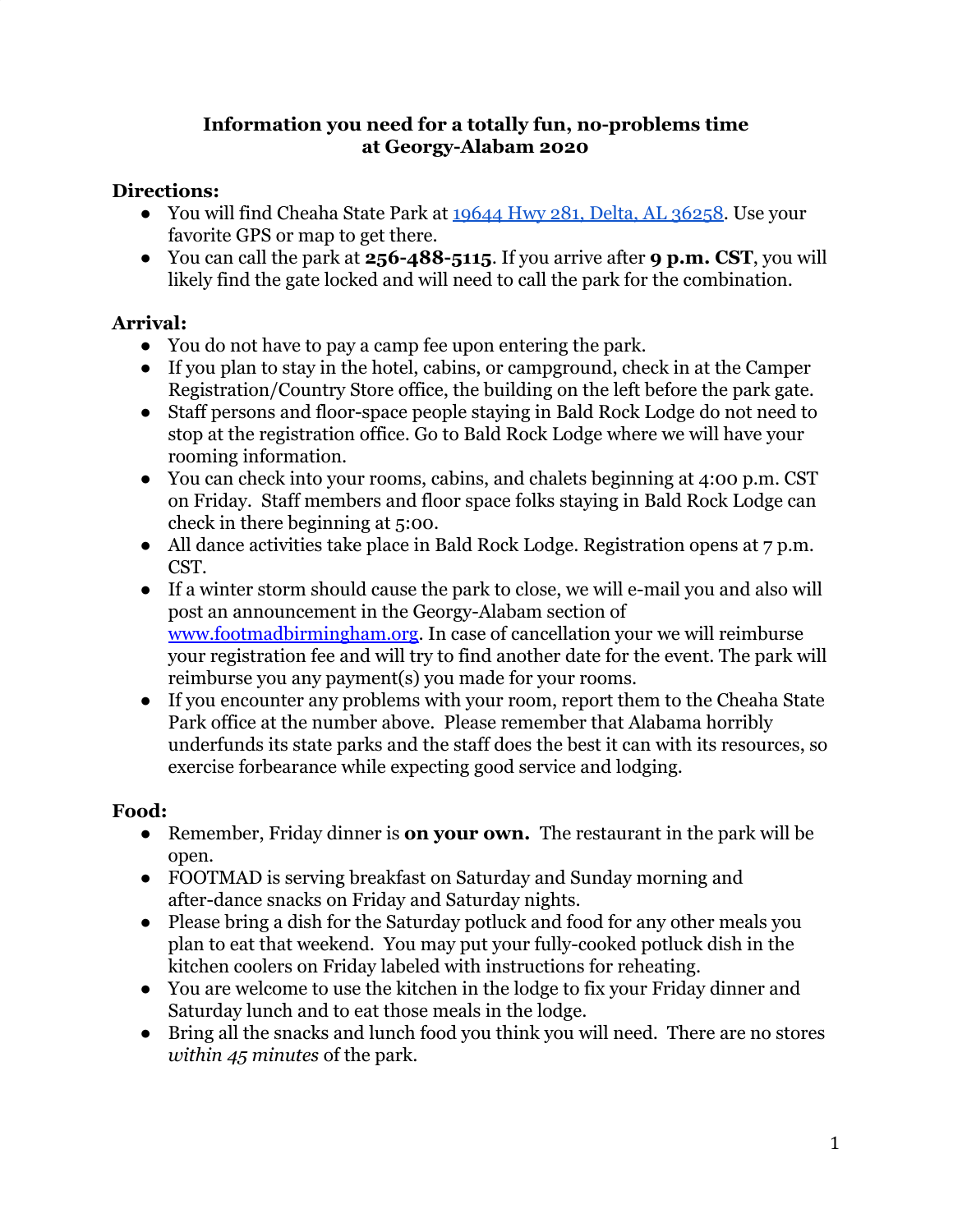**Information you need for a totally fun, no-problems time at Georgy-Alabam 2020**

**Directions:**

- You will find Cheaha State Park at [19644 Hwy 281, Delta, AL 36258](). Use your favorite GPS or map to get there.
- You can call the park at **256-488-5115**. If you arrive after **9 p.m. CST**, you will likely find the gate locked and will need to call the park for the combination.

**Arrival:**

- You do not have to pay a camp fee upon entering the park.
- If you plan to stay in the hotel, cabins, or campground, check in at the Camper Registration/Country Store office, the building on the left before the park gate.
- Staff persons and floor-space people staying in Bald Rock Lodge do not need to stop at the registration office. Go to Bald Rock Lodge where we will have your rooming information.
- You can check into your rooms, cabins, and chalets beginning at 4:00 p.m. CST on Friday. Staff members and floor space folks staying in Bald Rock Lodge can check in there beginning at 5:00.
- All dance activities take place in Bald Rock Lodge. Registration opens at 7 p.m. CST.
- If a winter storm should cause the park to close, we will e-mail you and also will post an announcement in the Georgy-Alabam section of [www.footmadbirmingham.org](). In case of cancellation your we will reimburse your registration fee and will try to find another date for the event. The park will reimburse you any payment(s) you made for your rooms.
- If you encounter any problems with your room, report them to the Cheaha State Park office at the number above. Please remember that Alabama horribly underfunds its state parks and the staff does the best it can with its resources, so exercise forbearance while expecting good service and lodging.

**Food:**

- Remember, Friday dinner is **on your own.** The restaurant in the park will be open.
- FOOTMAD is serving breakfast on Saturday and Sunday morning and after-dance snacks on Friday and Saturday nights.
- Please bring a dish for the Saturday potluck and food for any other meals you plan to eat that weekend. You may put your fully-cooked potluck dish in the kitchen coolers on Friday labeled with instructions for reheating.
- You are welcome to use the kitchen in the lodge to fix your Friday dinner and Saturday lunch and to eat those meals in the lodge.
- Bring all the snacks and lunch food you think you will need. There are no stores *within 45 minutes* of the park.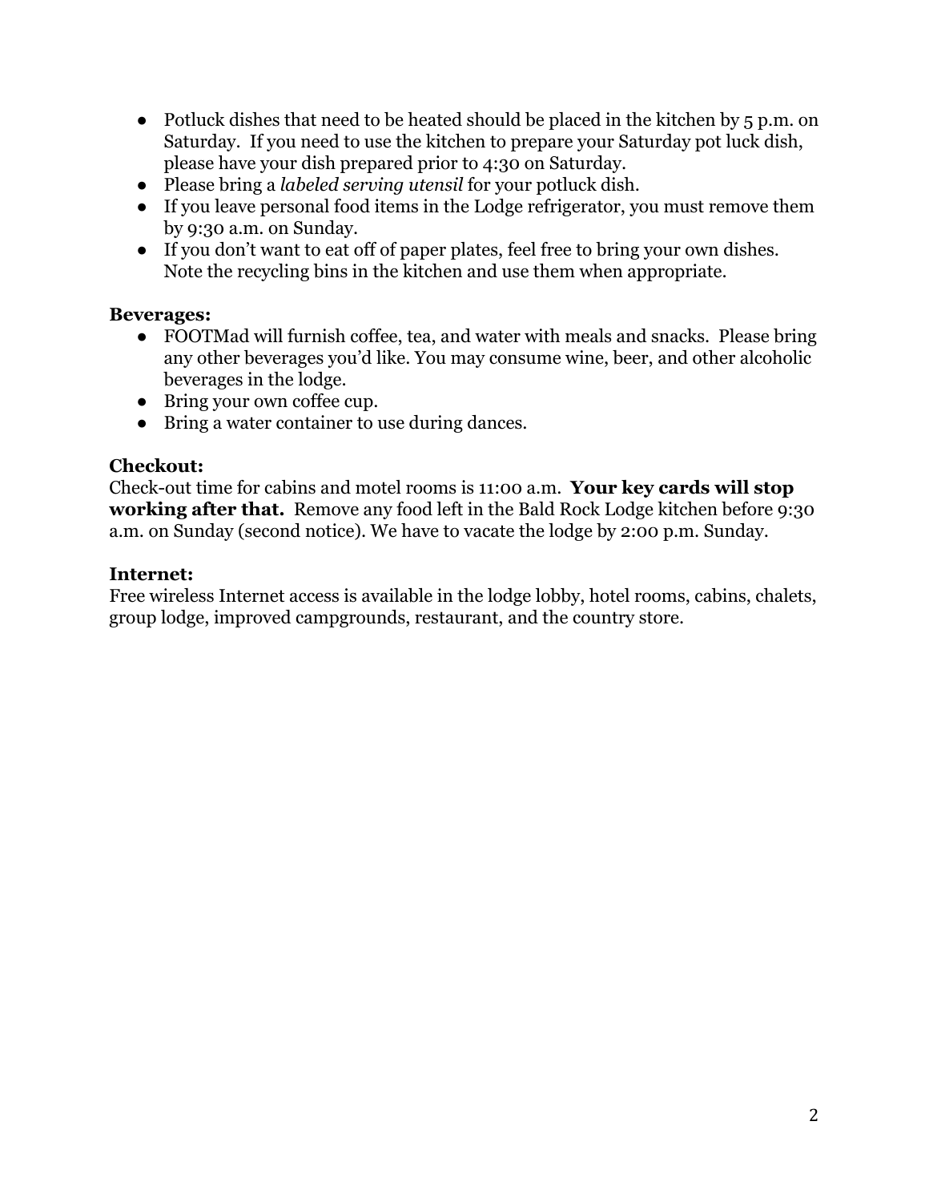- Potluck dishes that need to be heated should be placed in the kitchen by 5 p.m. on Saturday. If you need to use the kitchen to prepare your Saturday pot luck dish, please have your dish prepared prior to 4:30 on Saturday.
- Please bring a *labeled serving utensil* for your potluck dish.
- If you leave personal food items in the Lodge refrigerator, you must remove them by 9:30 a.m. on Sunday.
- If you don't want to eat off of paper plates, feel free to bring your own dishes. Note the recycling bins in the kitchen and use them when appropriate.

**Beverages:**

- FOOTMad will furnish coffee, tea, and water with meals and snacks. Please bring any other beverages you'd like. You may consume wine, beer, and other alcoholic beverages in the lodge.
- Bring your own coffee cup.
- Bring a water container to use during dances.

**Checkout:**

Check-out time for cabins and motel rooms is 11:00 a.m. **Your key cards will stop working after that.** Remove any food left in the Bald Rock Lodge kitchen before 9:30 a.m. on Sunday (second notice). We have to vacate the lodge by 2:00 p.m. Sunday.

**Internet:**

Free wireless Internet access is available in the lodge lobby, hotel rooms, cabins, chalets, group lodge, improved campgrounds, restaurant, and the country store.